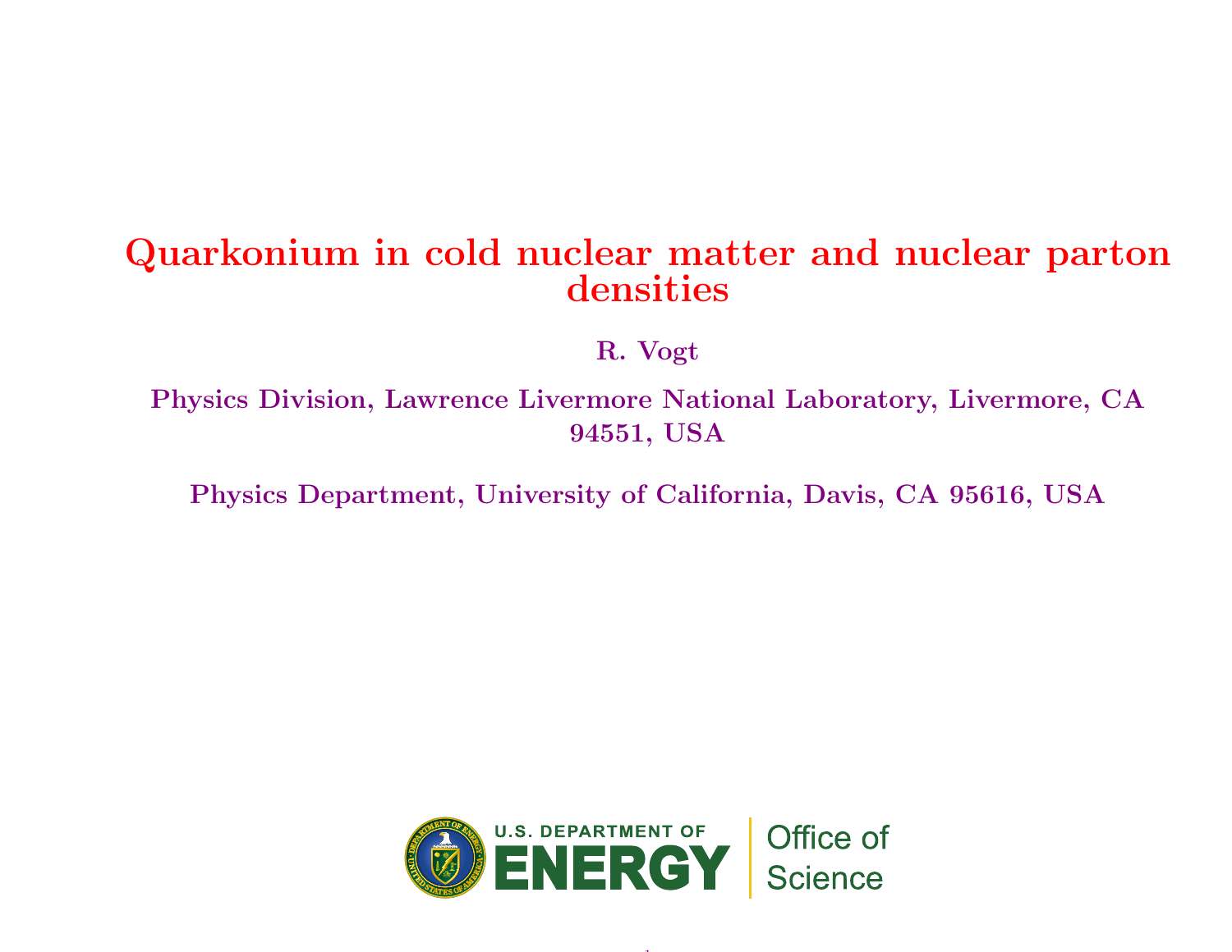# Quarkonium in cold nuclear matter and nuclear parton densities

**R. Vogt**

**Physics Division, Lawrence Livermore National Laboratory, Livermore, CA 94551, USA**

**Physics Department, University of California, Davis, CA 95616, USA**

U.S. DEPARTMENT OF ENERGY | Office of Science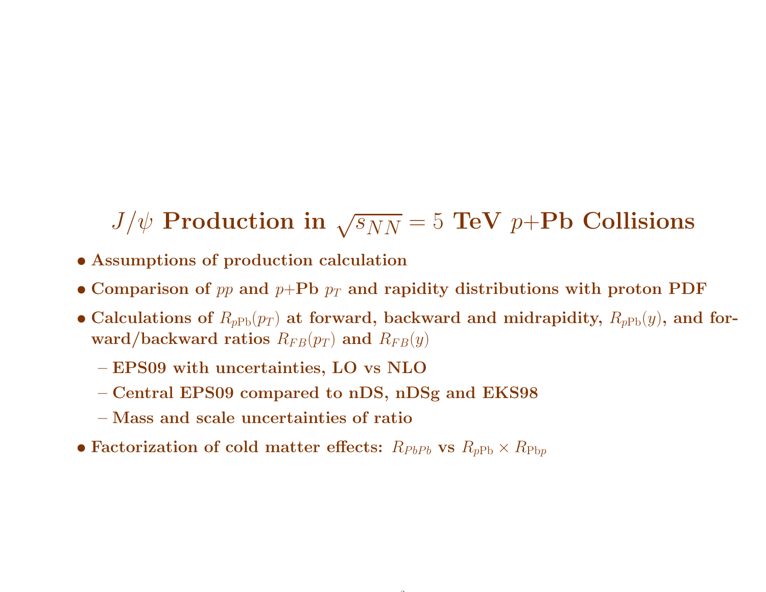# $J/\psi$ Production in $\sqrt{s_{NN}} = 5$ TeV $p$+Pb Collisions

- **Assumptions of production calculation**
- **Comparison of $pp$ and $p$+Pb $p_T$ and rapidity distributions with proton PDF**
- **Calculations of $R_{p\mathrm{Pb}}(p_T)$ at forward, backward and midrapidity, $R_{p\mathrm{Pb}}(y)$, and forward/backward ratios $R_{FB}(p_T)$ and $R_{FB}(y)$**
  - **EPS09 with uncertainties, LO vs NLO**
  - **Central EPS09 compared to nDS, nDSg and EKS98**
  - **Mass and scale uncertainties of ratio**
- **Factorization of cold matter effects: $R_{PbPb}$ vs $R_{p\mathrm{Pb}} \times R_{\mathrm{Pb}p}$**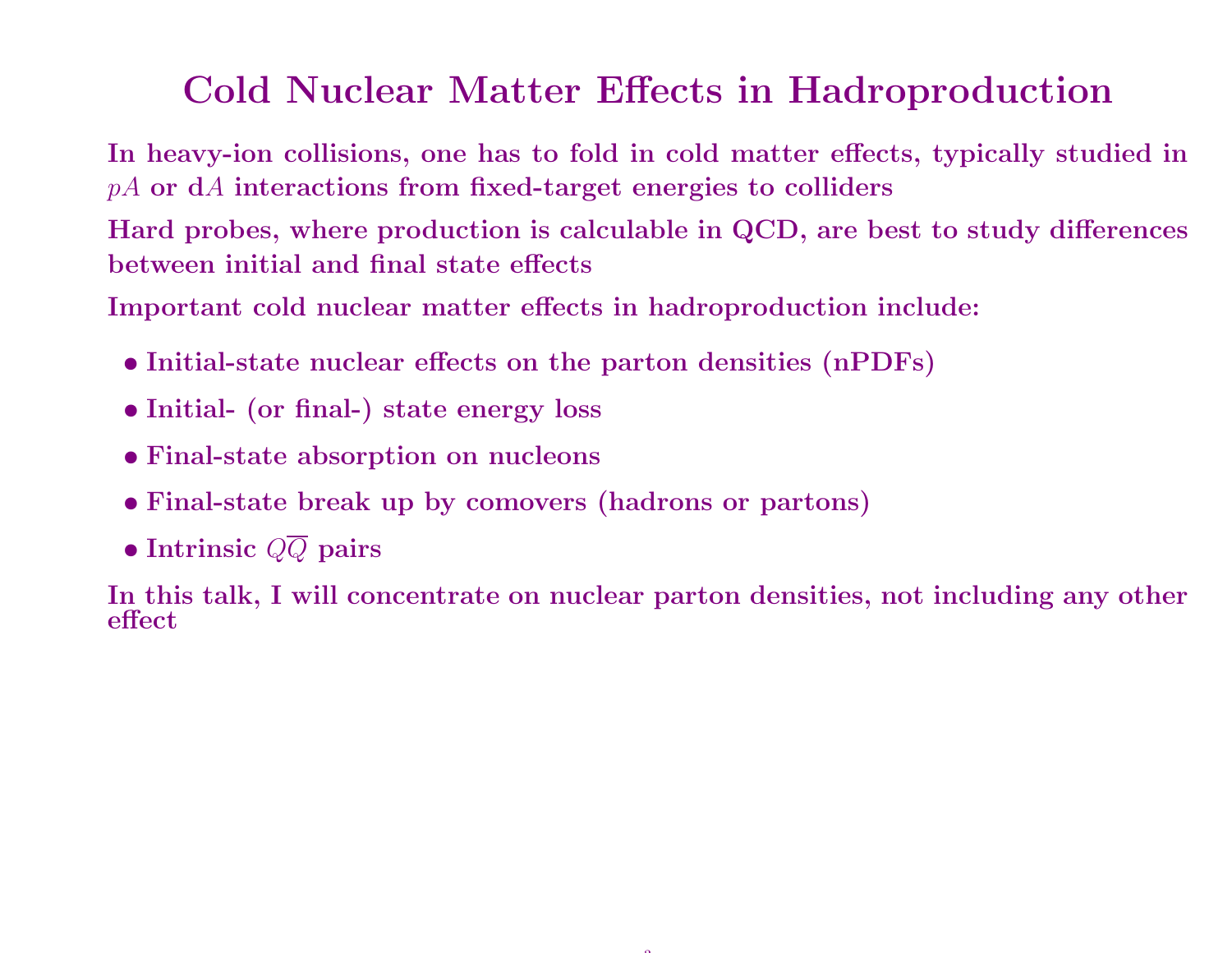# Cold Nuclear Matter Effects in Hadroproduction

In heavy-ion collisions, one has to fold in cold matter effects, typically studied in $pA$ or d$A$ interactions from fixed-target energies to colliders

Hard probes, where production is calculable in QCD, are best to study differences between initial and final state effects

Important cold nuclear matter effects in hadroproduction include:

- Initial-state nuclear effects on the parton densities (nPDFs)
- Initial- (or final-) state energy loss
- Final-state absorption on nucleons
- Final-state break up by comovers (hadrons or partons)
- Intrinsic $Q\overline{Q}$ pairs

In this talk, I will concentrate on nuclear parton densities, not including any other effect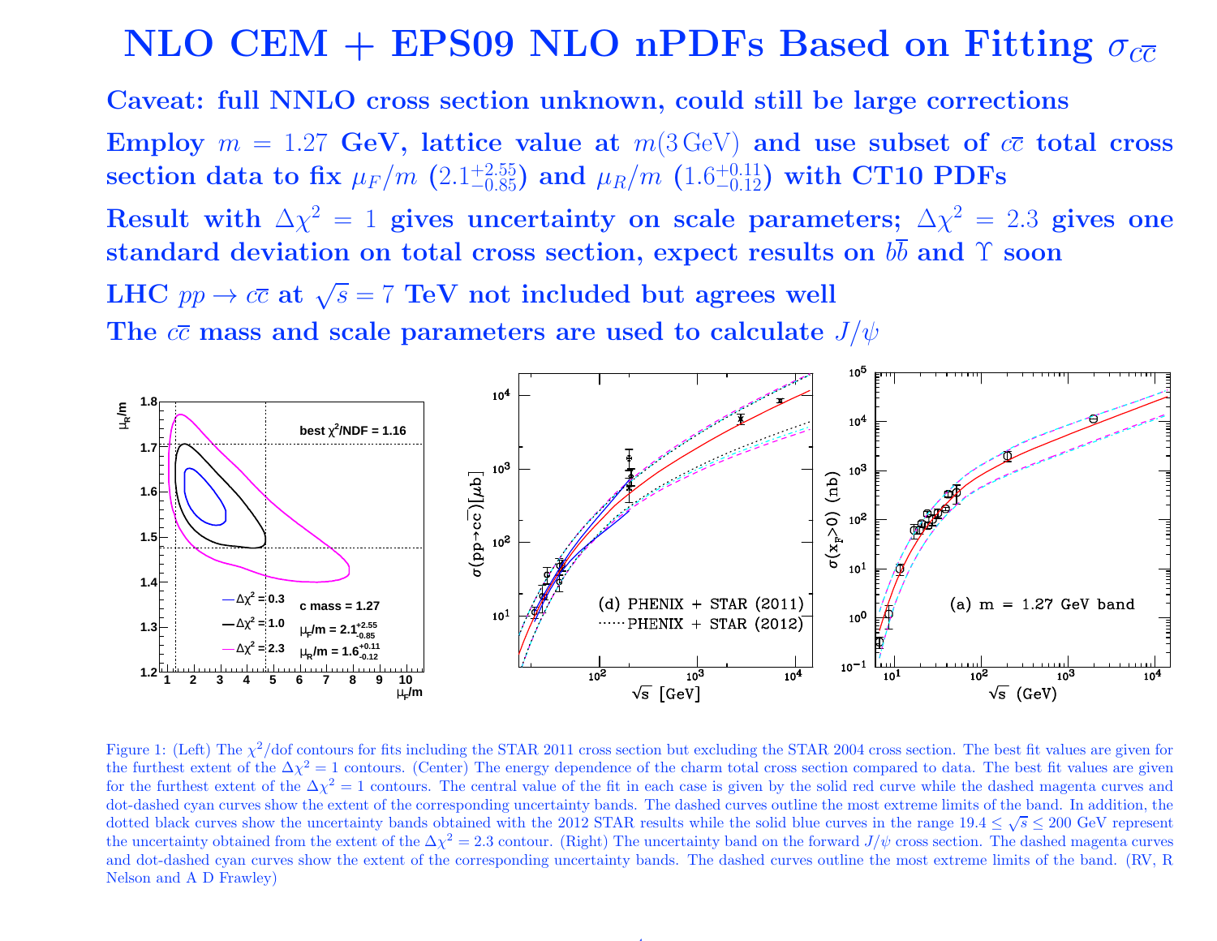# NLO CEM + EPS09 NLO nPDFs Based on Fitting $\sigma_{c\overline{c}}$

**Caveat: full NNLO cross section unknown, could still be large corrections**

**Employ $m = 1.27$ GeV, lattice value at $m(3\,\mathrm{GeV})$ and use subset of $c\overline{c}$ total cross section data to fix $\mu_F/m$ ($2.1^{+2.55}_{-0.85}$) and $\mu_R/m$ ($1.6^{+0.11}_{-0.12}$) with CT10 PDFs**

**Result with $\Delta\chi^2 = 1$ gives uncertainty on scale parameters; $\Delta\chi^2 = 2.3$ gives one standard deviation on total cross section, expect results on $b\overline{b}$ and $\Upsilon$ soon**

**LHC $pp \to c\overline{c}$ at $\sqrt{s} = 7$ TeV not included but agrees well**

**The $c\overline{c}$ mass and scale parameters are used to calculate $J/\psi$**

Figure 1: (Left) The $\chi^2$/dof contours for fits including the STAR 2011 cross section but excluding the STAR 2004 cross section. The best fit values are given for the furthest extent of the $\Delta\chi^2 = 1$ contours. (Center) The energy dependence of the charm total cross section compared to data. The best fit values are given for the furthest extent of the $\Delta\chi^2 = 1$ contours. The central value of the fit in each case is given by the solid red curve while the dashed magenta curves and dot-dashed cyan curves show the extent of the corresponding uncertainty bands. The dashed curves outline the most extreme limits of the band. In addition, the dotted black curves show the uncertainty bands obtained with the 2012 STAR results while the solid blue curves in the range $19.4 \leq \sqrt{s} \leq 200$ GeV represent the uncertainty obtained from the extent of the $\Delta\chi^2 = 2.3$ contour. (Right) The uncertainty band on the forward $J/\psi$ cross section. The dashed magenta curves and dot-dashed cyan curves show the extent of the corresponding uncertainty bands. The dashed curves outline the most extreme limits of the band. (RV, R Nelson and A D Frawley)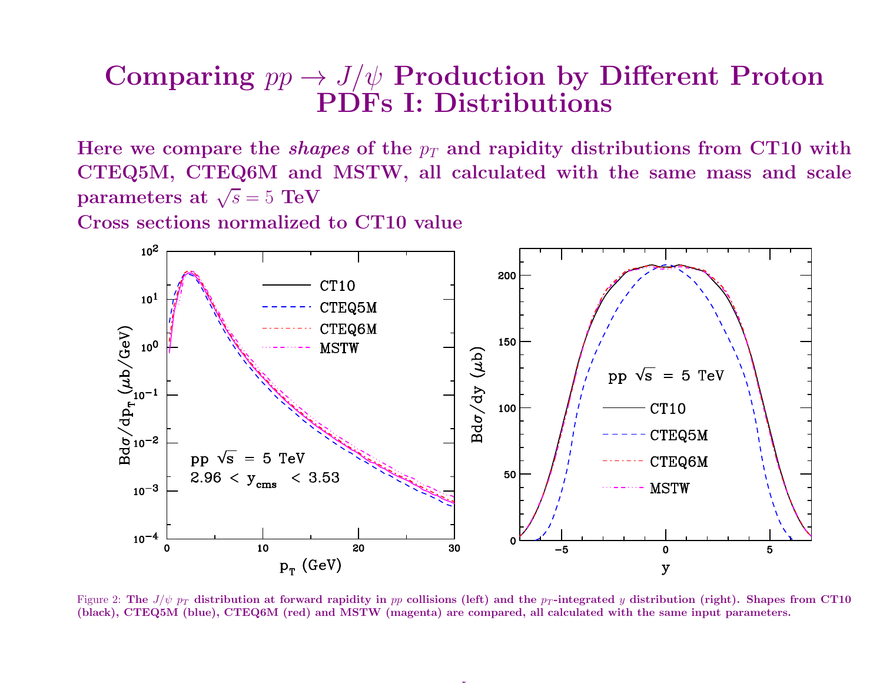# Comparing $pp \to J/\psi$ Production by Different Proton PDFs I: Distributions

**Here we compare the *shapes* of the $p_T$ and rapidity distributions from CT10 with CTEQ5M, CTEQ6M and MSTW, all calculated with the same mass and scale parameters at $\sqrt{s} = 5$ TeV**

**Cross sections normalized to CT10 value**

Figure 2: **The $J/\psi$ $p_T$ distribution at forward rapidity in $pp$ collisions (left) and the $p_T$-integrated $y$ distribution (right). Shapes from CT10 (black), CTEQ5M (blue), CTEQ6M (red) and MSTW (magenta) are compared, all calculated with the same input parameters.**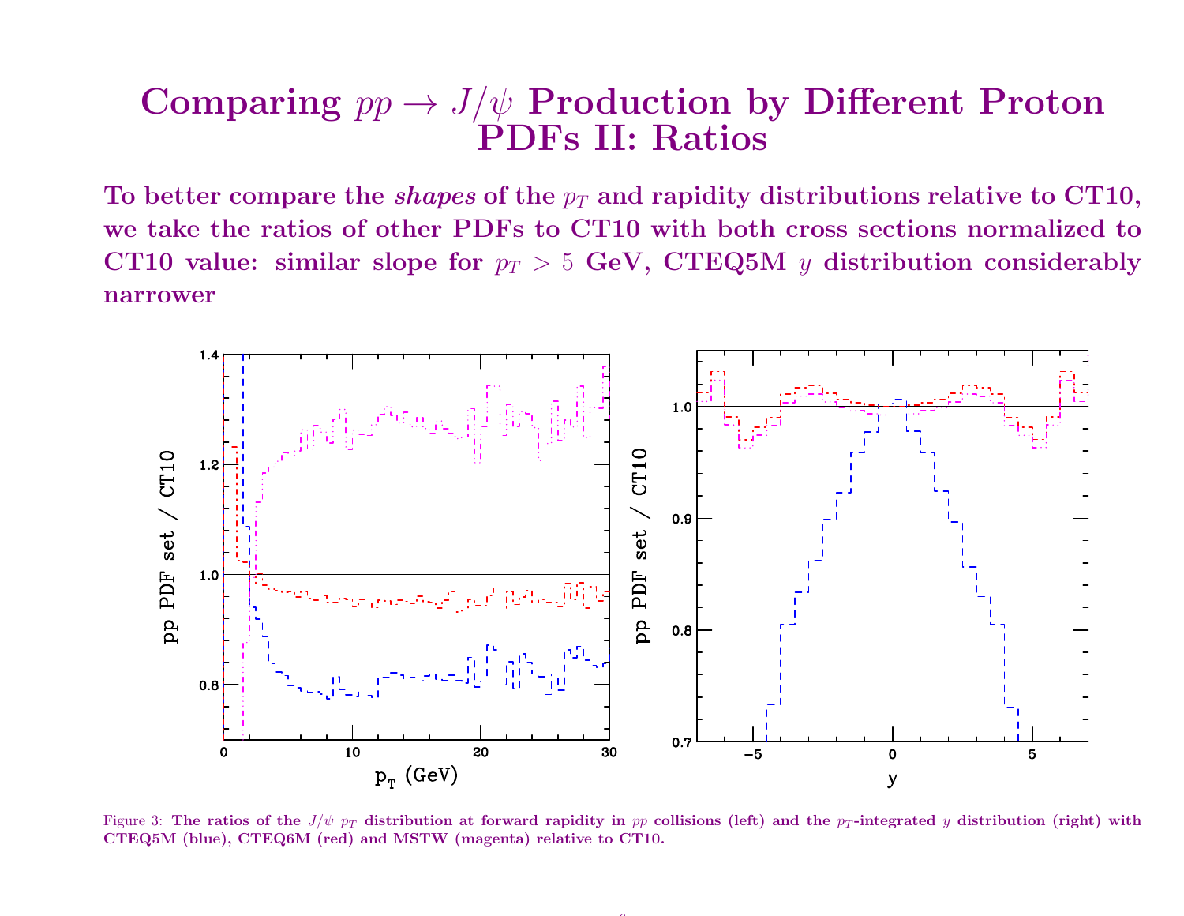# Comparing $pp \to J/\psi$ Production by Different Proton PDFs II: Ratios

**To better compare the *shapes* of the $p_T$ and rapidity distributions relative to CT10, we take the ratios of other PDFs to CT10 with both cross sections normalized to CT10 value: similar slope for $p_T > 5$ GeV, CTEQ5M $y$ distribution considerably narrower**

Figure 3: **The ratios of the $J/\psi$ $p_T$ distribution at forward rapidity in $pp$ collisions (left) and the $p_T$-integrated $y$ distribution (right) with CTEQ5M (blue), CTEQ6M (red) and MSTW (magenta) relative to CT10.**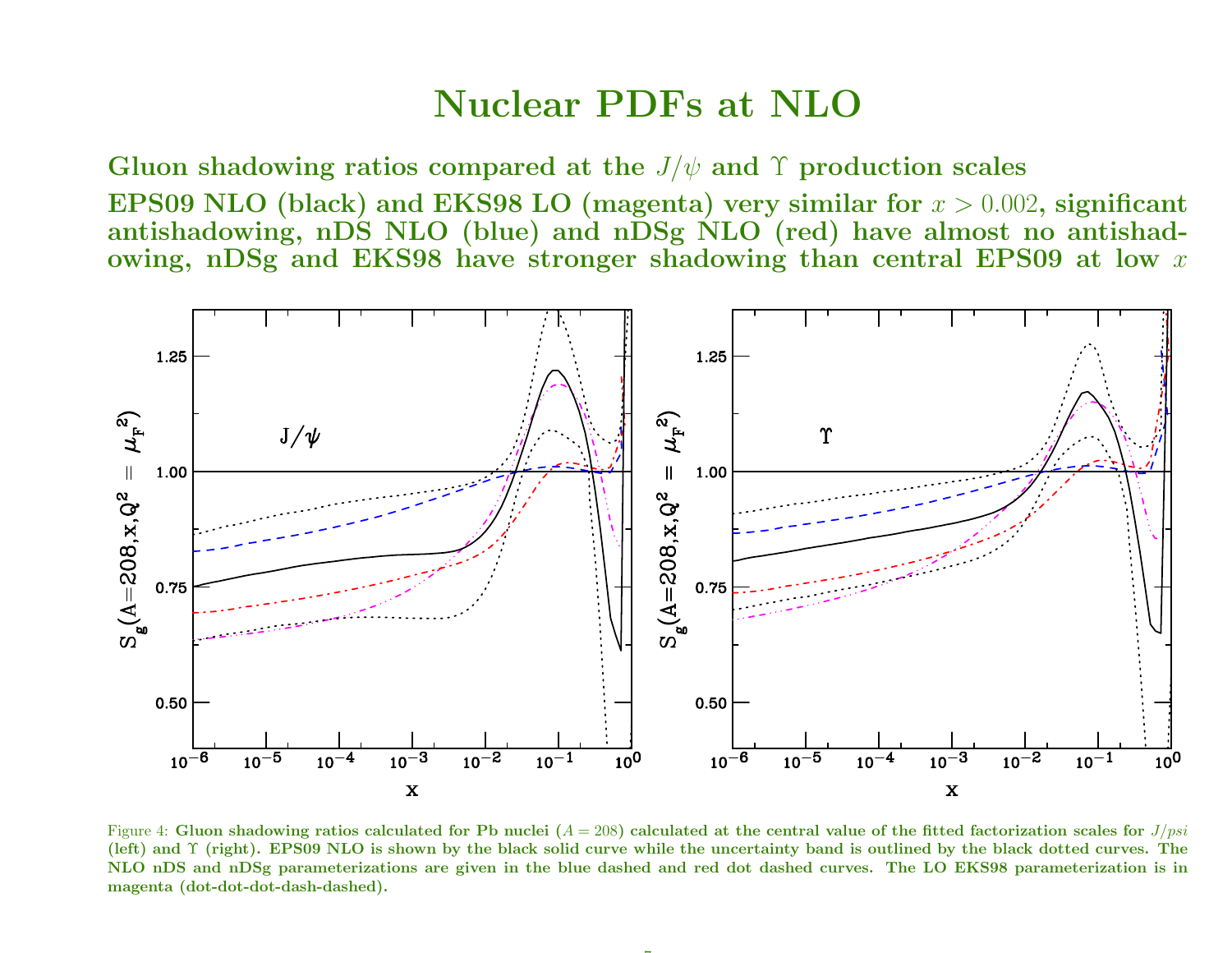# Nuclear PDFs at NLO

**Gluon shadowing ratios compared at the $J/\psi$ and $\Upsilon$ production scales**

**EPS09 NLO (black) and EKS98 LO (magenta) very similar for $x > 0.002$, significant antishadowing, nDS NLO (blue) and nDSg NLO (red) have almost no antishadowing, nDSg and EKS98 have stronger shadowing than central EPS09 at low $x$**

Figure 4: **Gluon shadowing ratios calculated for Pb nuclei ($A = 208$) calculated at the central value of the fitted factorization scales for $J/psi$ (left) and $\Upsilon$ (right). EPS09 NLO is shown by the black solid curve while the uncertainty band is outlined by the black dotted curves. The NLO nDS and nDSg parameterizations are given in the blue dashed and red dot dashed curves. The LO EKS98 parameterization is in magenta (dot-dot-dot-dash-dashed).**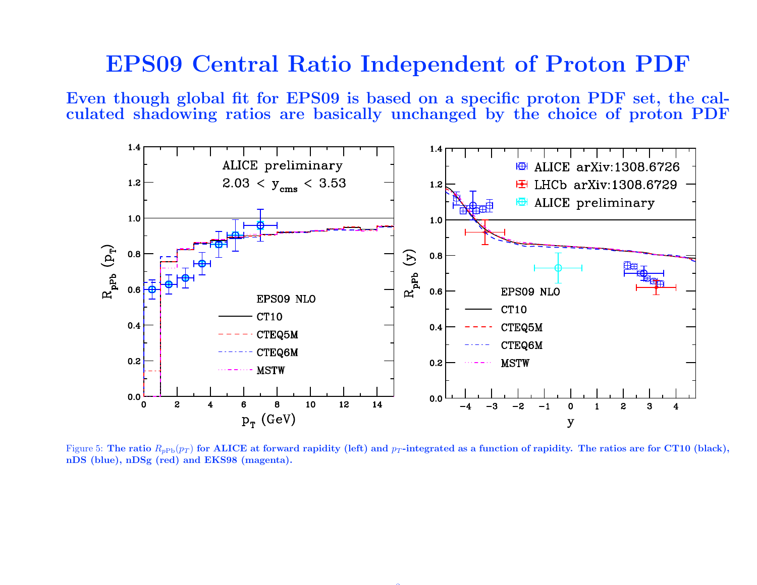# EPS09 Central Ratio Independent of Proton PDF

**Even though global fit for EPS09 is based on a specific proton PDF set, the calculated shadowing ratios are basically unchanged by the choice of proton PDF**

Figure 5: **The ratio $R_{p\mathrm{Pb}}(p_T)$ for ALICE at forward rapidity (left) and $p_T$-integrated as a function of rapidity. The ratios are for CT10 (black), nDS (blue), nDSg (red) and EKS98 (magenta).**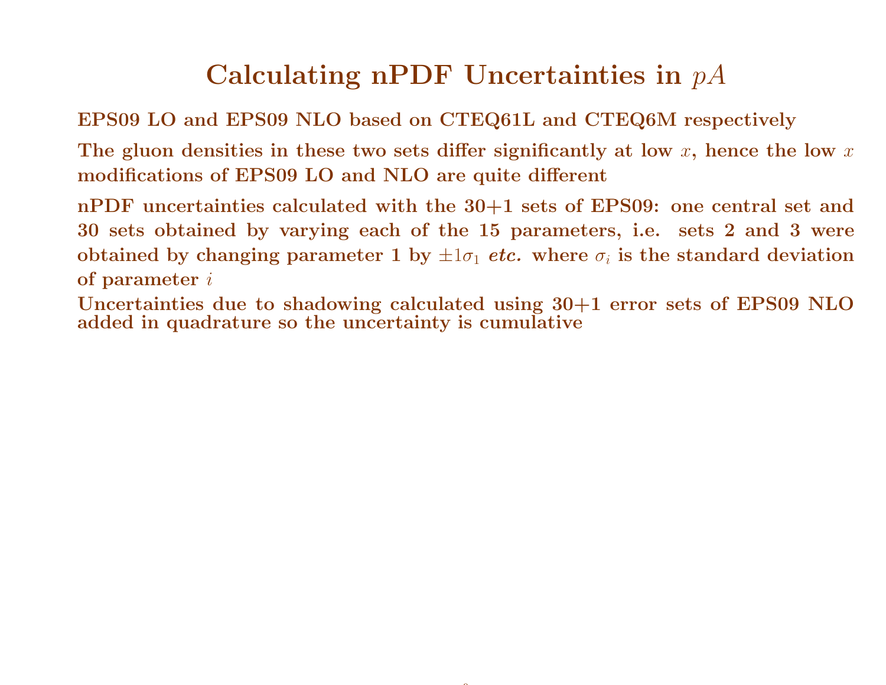# Calculating nPDF Uncertainties in $pA$

**EPS09 LO and EPS09 NLO based on CTEQ61L and CTEQ6M respectively**

**The gluon densities in these two sets differ significantly at low $x$, hence the low $x$ modifications of EPS09 LO and NLO are quite different**

**nPDF uncertainties calculated with the 30+1 sets of EPS09: one central set and 30 sets obtained by varying each of the 15 parameters, i.e. sets 2 and 3 were obtained by changing parameter 1 by $\pm 1\sigma_1$ *etc.* where $\sigma_i$ is the standard deviation of parameter $i$**

**Uncertainties due to shadowing calculated using 30+1 error sets of EPS09 NLO added in quadrature so the uncertainty is cumulative**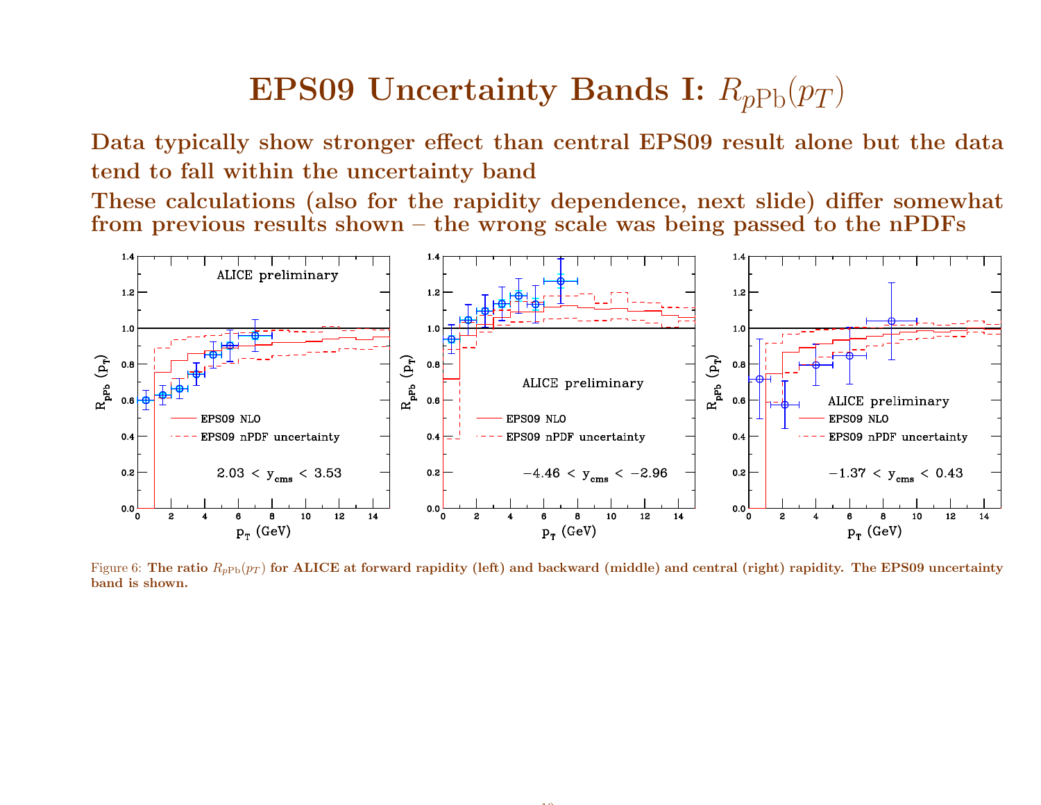# EPS09 Uncertainty Bands I: $R_{p\mathrm{Pb}}(p_T)$

**Data typically show stronger effect than central EPS09 result alone but the data tend to fall within the uncertainty band**

**These calculations (also for the rapidity dependence, next slide) differ somewhat from previous results shown – the wrong scale was being passed to the nPDFs**

Figure 6: **The ratio $R_{p\mathrm{Pb}}(p_T)$ for ALICE at forward rapidity (left) and backward (middle) and central (right) rapidity. The EPS09 uncertainty band is shown.**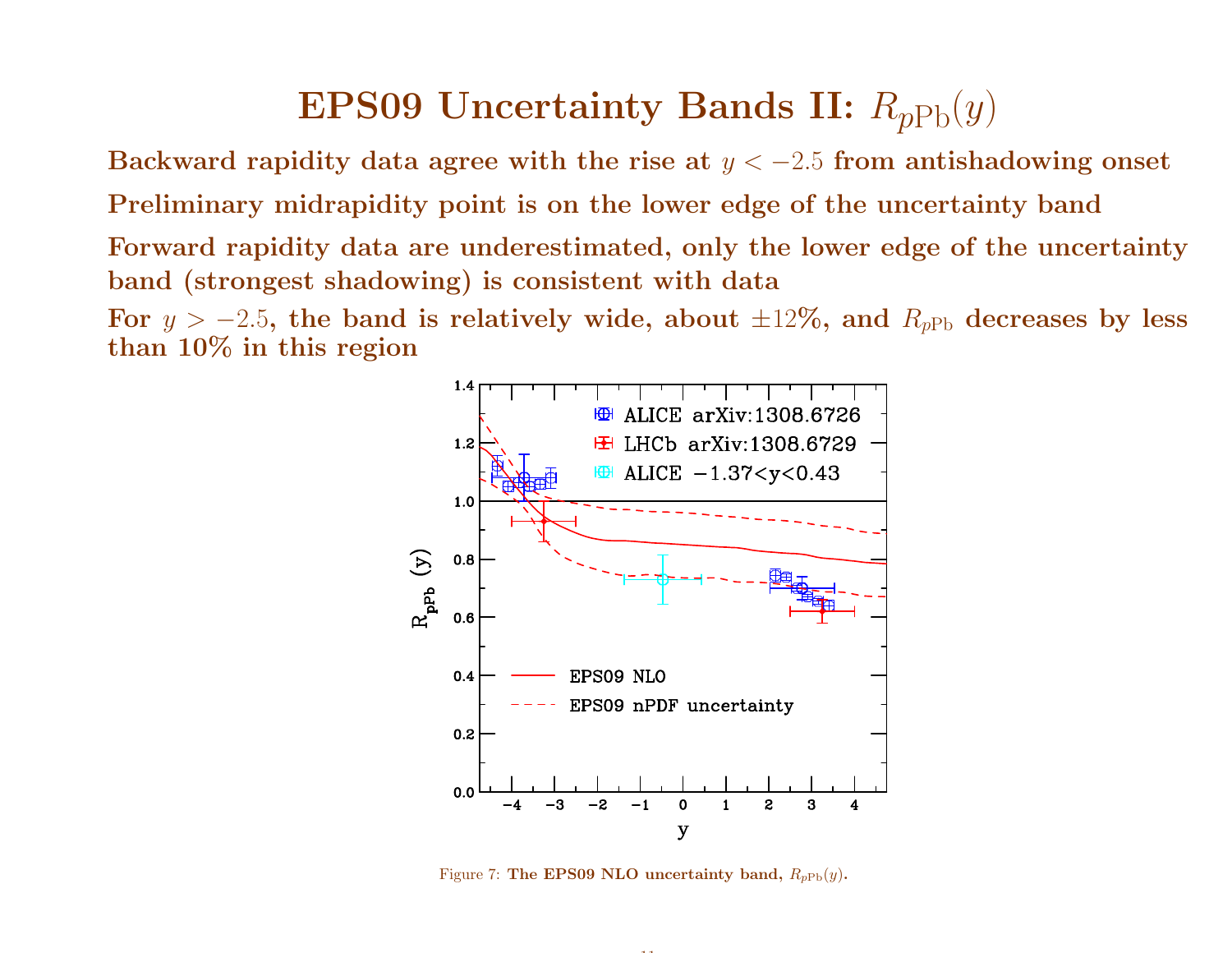# EPS09 Uncertainty Bands II: $R_{p\mathrm{Pb}}(y)$

**Backward rapidity data agree with the rise at $y < -2.5$ from antishadowing onset**

**Preliminary midrapidity point is on the lower edge of the uncertainty band**

**Forward rapidity data are underestimated, only the lower edge of the uncertainty band (strongest shadowing) is consistent with data**

**For $y > -2.5$, the band is relatively wide, about $\pm 12\%$, and $R_{p\mathrm{Pb}}$ decreases by less than 10% in this region**

Figure 7: **The EPS09 NLO uncertainty band, $R_{p\mathrm{Pb}}(y)$.**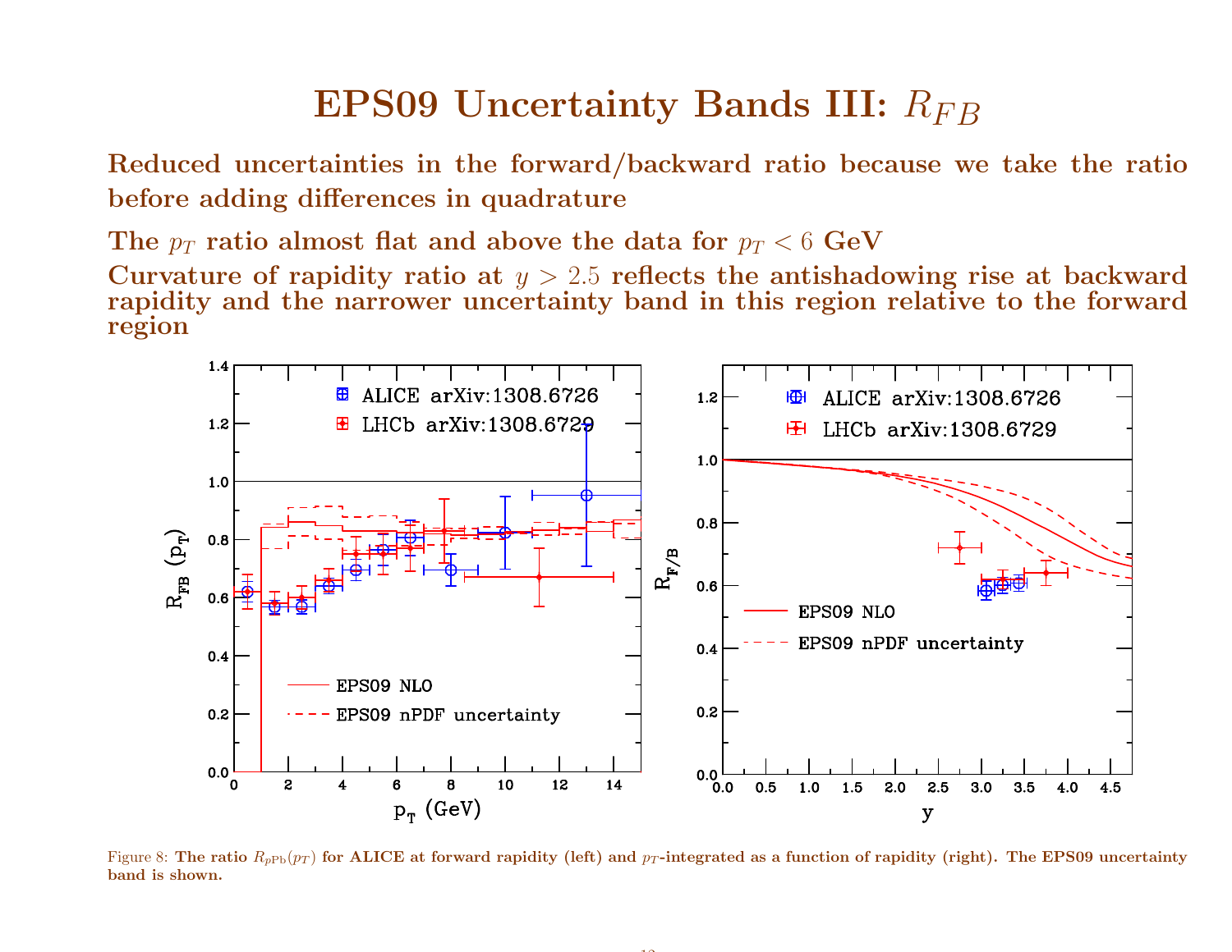# EPS09 Uncertainty Bands III: $R_{FB}$

**Reduced uncertainties in the forward/backward ratio because we take the ratio before adding differences in quadrature**

**The $p_T$ ratio almost flat and above the data for $p_T < 6$ GeV**

**Curvature of rapidity ratio at $y > 2.5$ reflects the antishadowing rise at backward rapidity and the narrower uncertainty band in this region relative to the forward region**

Figure 8: **The ratio $R_{p\mathrm{Pb}}(p_T)$ for ALICE at forward rapidity (left) and $p_T$-integrated as a function of rapidity (right). The EPS09 uncertainty band is shown.**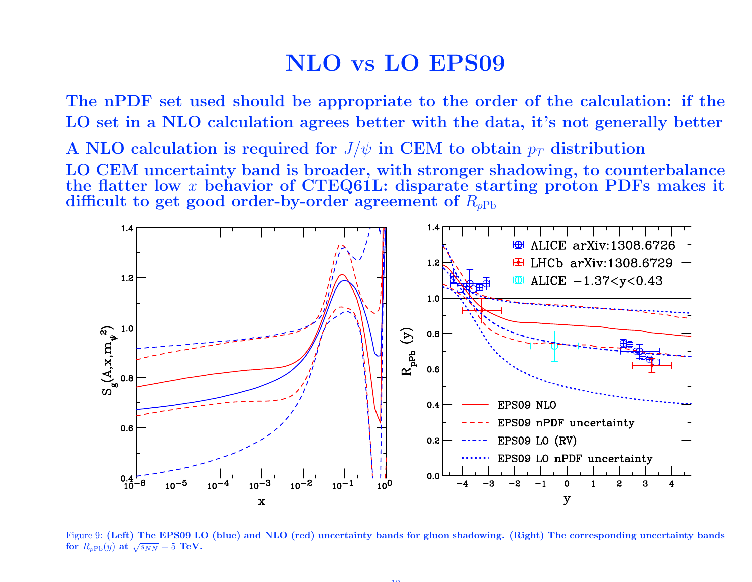# NLO vs LO EPS09

**The nPDF set used should be appropriate to the order of the calculation: if the LO set in a NLO calculation agrees better with the data, it's not generally better**

**A NLO calculation is required for $J/\psi$ in CEM to obtain $p_T$ distribution**

**LO CEM uncertainty band is broader, with stronger shadowing, to counterbalance the flatter low $x$ behavior of CTEQ61L: disparate starting proton PDFs makes it difficult to get good order-by-order agreement of $R_{p\mathrm{Pb}}$**

Figure 9: **(Left) The EPS09 LO (blue) and NLO (red) uncertainty bands for gluon shadowing. (Right) The corresponding uncertainty bands for $R_{p\mathrm{Pb}}(y)$ at $\sqrt{s_{NN}} = 5$ TeV.**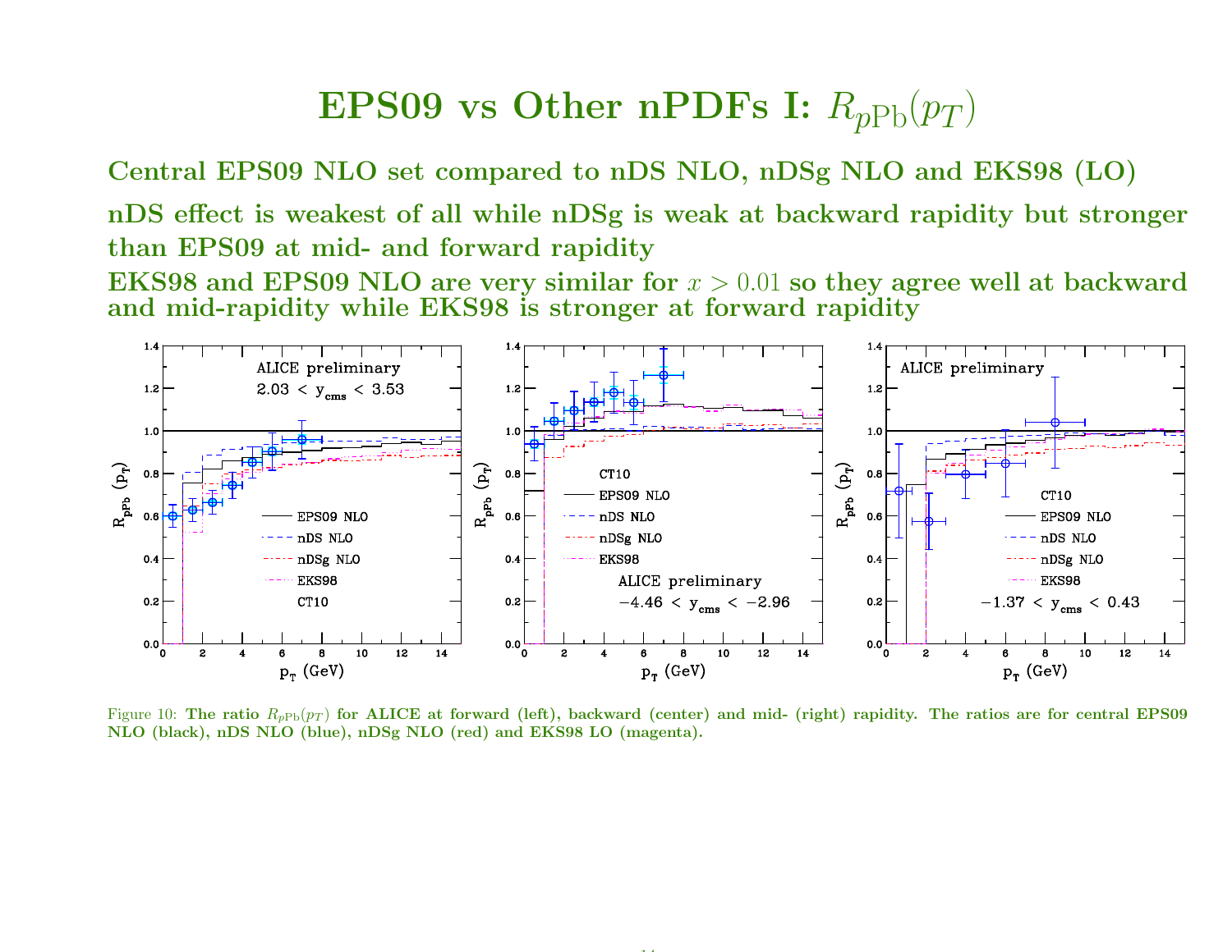# EPS09 vs Other nPDFs I: $R_{p\mathrm{Pb}}(p_T)$

**Central EPS09 NLO set compared to nDS NLO, nDSg NLO and EKS98 (LO)**

**nDS effect is weakest of all while nDSg is weak at backward rapidity but stronger than EPS09 at mid- and forward rapidity**

**EKS98 and EPS09 NLO are very similar for $x > 0.01$ so they agree well at backward and mid-rapidity while EKS98 is stronger at forward rapidity**

Figure 10: **The ratio $R_{p\mathrm{Pb}}(p_T)$ for ALICE at forward (left), backward (center) and mid- (right) rapidity. The ratios are for central EPS09 NLO (black), nDS NLO (blue), nDSg NLO (red) and EKS98 LO (magenta).**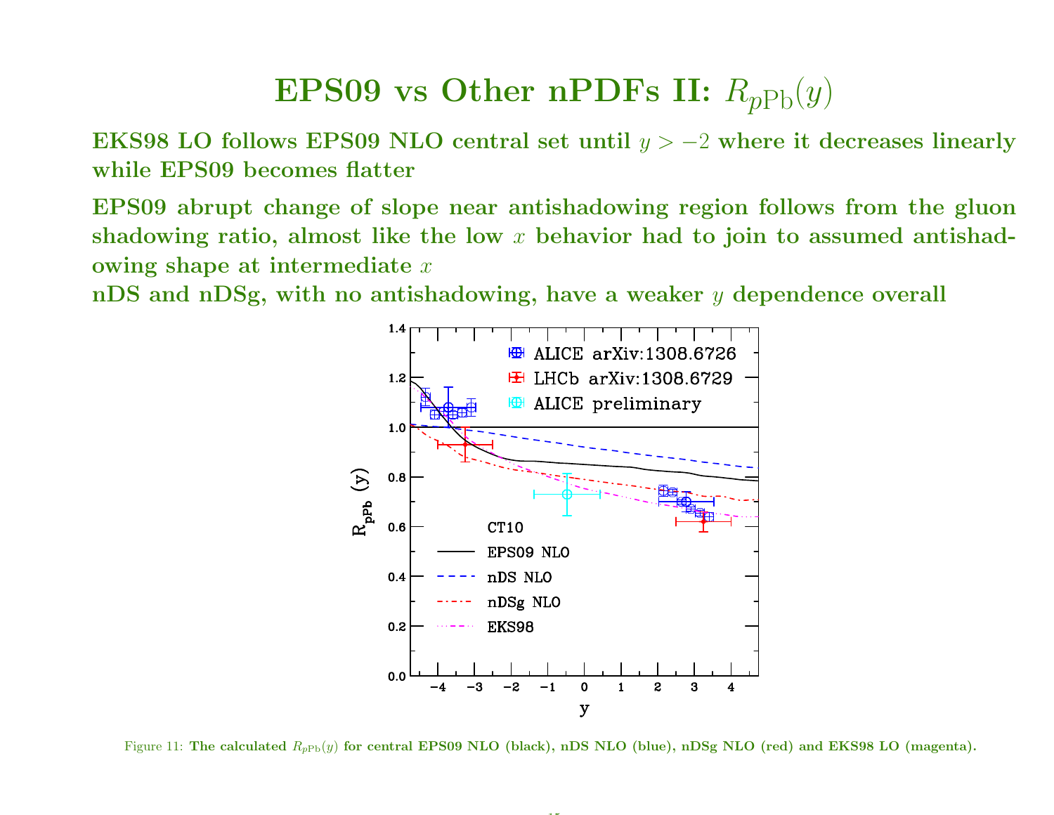# EPS09 vs Other nPDFs II: $R_{p\mathrm{Pb}}(y)$

**EKS98 LO follows EPS09 NLO central set until $y > -2$ where it decreases linearly while EPS09 becomes flatter**

**EPS09 abrupt change of slope near antishadowing region follows from the gluon shadowing ratio, almost like the low $x$ behavior had to join to assumed antishadowing shape at intermediate $x$**

**nDS and nDSg, with no antishadowing, have a weaker $y$ dependence overall**

Figure 11: **The calculated $R_{p\mathrm{Pb}}(y)$ for central EPS09 NLO (black), nDS NLO (blue), nDSg NLO (red) and EKS98 LO (magenta).**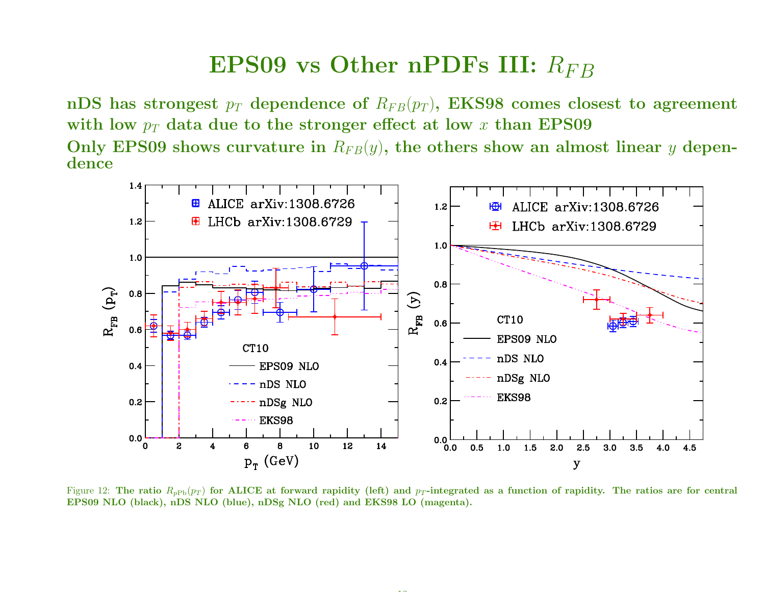# EPS09 vs Other nPDFs III: $R_{FB}$

**nDS has strongest $p_T$ dependence of $R_{FB}(p_T)$, EKS98 comes closest to agreement with low $p_T$ data due to the stronger effect at low $x$ than EPS09**

**Only EPS09 shows curvature in $R_{FB}(y)$, the others show an almost linear $y$ dependence**

Figure 12: **The ratio $R_{p\mathrm{Pb}}(p_T)$ for ALICE at forward rapidity (left) and $p_T$-integrated as a function of rapidity. The ratios are for central EPS09 NLO (black), nDS NLO (blue), nDSg NLO (red) and EKS98 LO (magenta).**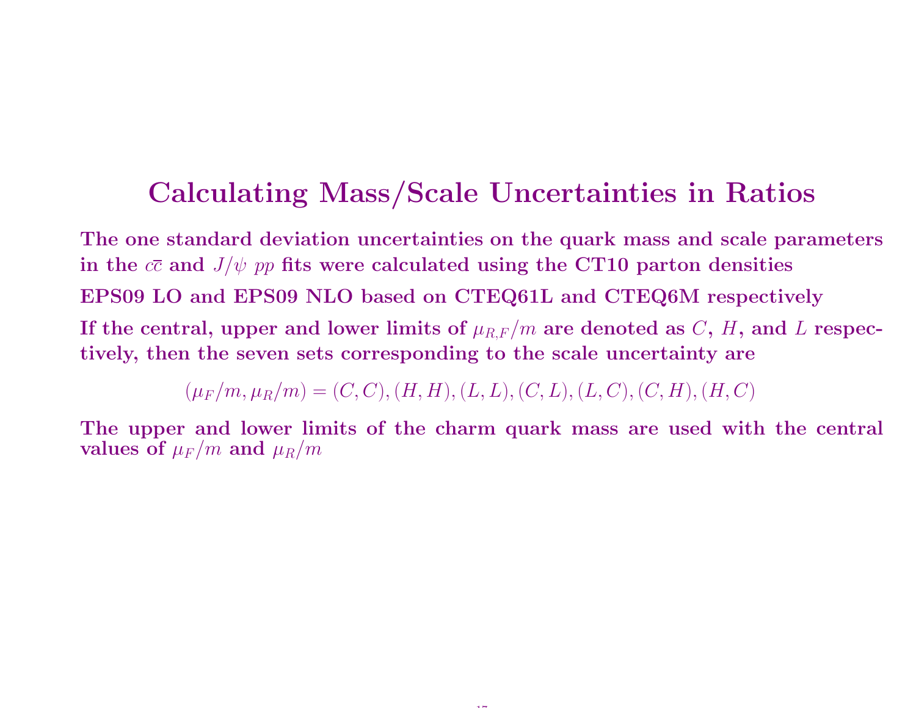# Calculating Mass/Scale Uncertainties in Ratios

**The one standard deviation uncertainties on the quark mass and scale parameters in the $c\overline{c}$ and $J/\psi$ $pp$ fits were calculated using the CT10 parton densities**

**EPS09 LO and EPS09 NLO based on CTEQ61L and CTEQ6M respectively**

**If the central, upper and lower limits of $\mu_{R,F}/m$ are denoted as $C$, $H$, and $L$ respectively, then the seven sets corresponding to the scale uncertainty are**

$$(\mu_F/m, \mu_R/m) = (C,C), (H,H), (L,L), (C,L), (L,C), (C,H), (H,C)$$

**The upper and lower limits of the charm quark mass are used with the central values of $\mu_F/m$ and $\mu_R/m$**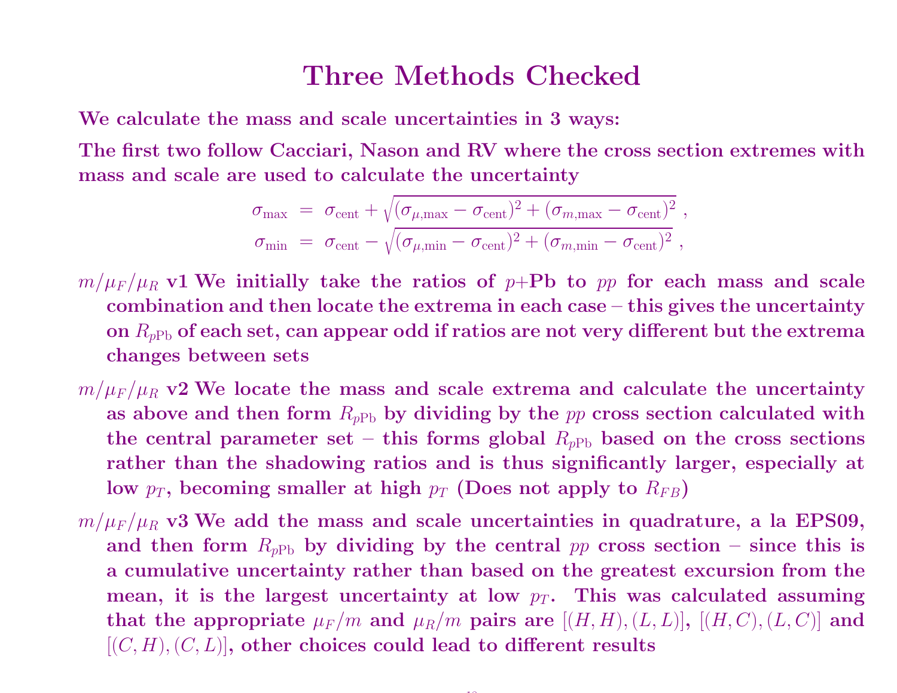# Three Methods Checked

**We calculate the mass and scale uncertainties in 3 ways:**

**The first two follow Cacciari, Nason and RV where the cross section extremes with mass and scale are used to calculate the uncertainty**

$$
\begin{aligned}
\sigma_{\rm max} &= \sigma_{\rm cent} + \sqrt{(\sigma_{\mu,{\rm max}} - \sigma_{\rm cent})^2 + (\sigma_{m,{\rm max}} - \sigma_{\rm cent})^2} \ , \\
\sigma_{\rm min} &= \sigma_{\rm cent} - \sqrt{(\sigma_{\mu,{\rm min}} - \sigma_{\rm cent})^2 + (\sigma_{m,{\rm min}} - \sigma_{\rm cent})^2} \ ,
\end{aligned}
$$

- $m/\mu_F/\mu_R$ **v1 We initially take the ratios of $p$+Pb to $pp$ for each mass and scale combination and then locate the extrema in each case – this gives the uncertainty on $R_{p\rm Pb}$ of each set, can appear odd if ratios are not very different but the extrema changes between sets**

- $m/\mu_F/\mu_R$ **v2 We locate the mass and scale extrema and calculate the uncertainty as above and then form $R_{p\rm Pb}$ by dividing by the $pp$ cross section calculated with the central parameter set – this forms global $R_{p\rm Pb}$ based on the cross sections rather than the shadowing ratios and is thus significantly larger, especially at low $p_T$, becoming smaller at high $p_T$ (Does not apply to $R_{FB}$)**

- $m/\mu_F/\mu_R$ **v3 We add the mass and scale uncertainties in quadrature, a la EPS09, and then form $R_{p\rm Pb}$ by dividing by the central $pp$ cross section – since this is a cumulative uncertainty rather than based on the greatest excursion from the mean, it is the largest uncertainty at low $p_T$. This was calculated assuming that the appropriate $\mu_F/m$ and $\mu_R/m$ pairs are $[(H,H),(L,L)]$, $[(H,C),(L,C)]$ and $[(C,H),(C,L)]$, other choices could lead to different results**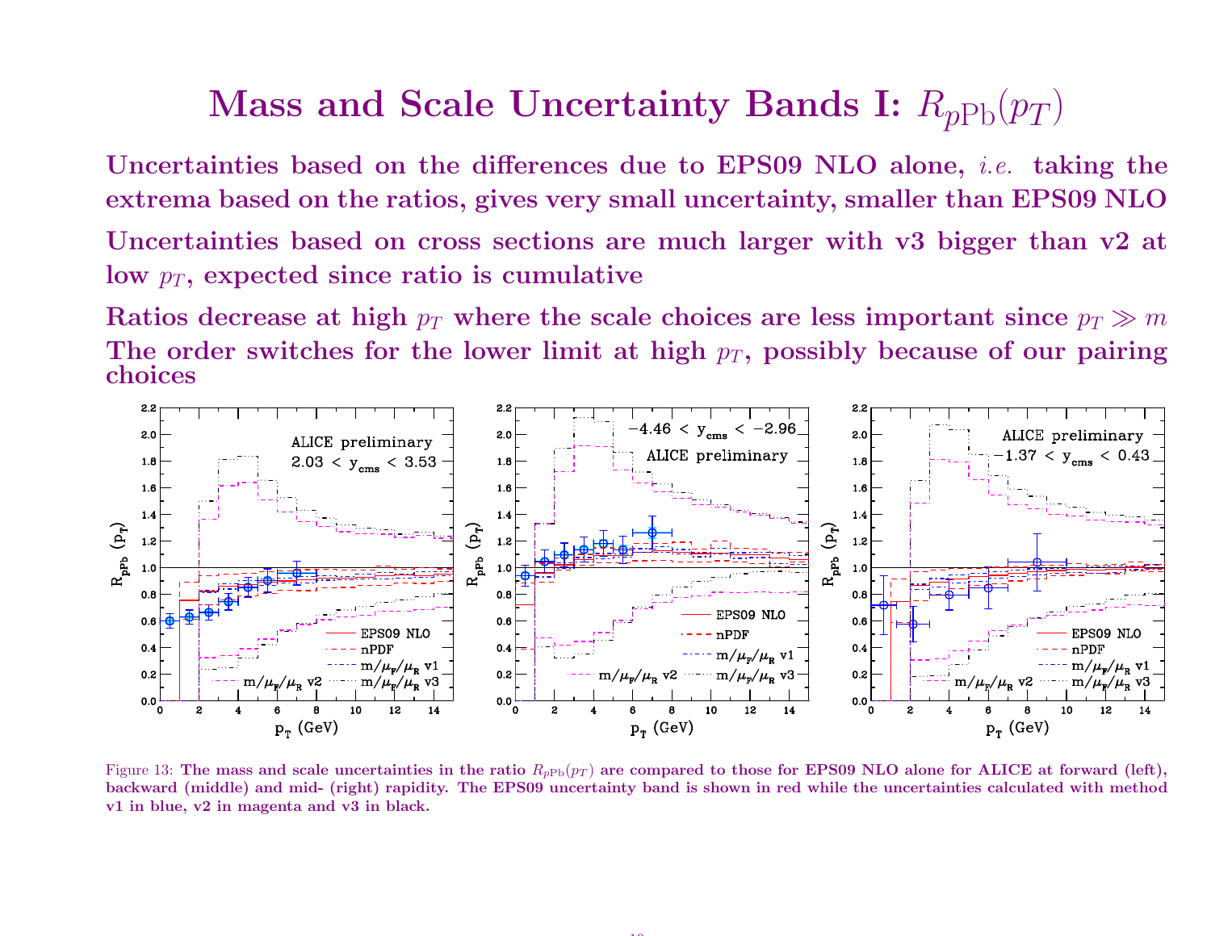# Mass and Scale Uncertainty Bands I: $R_{p\mathrm{Pb}}(p_T)$

**Uncertainties based on the differences due to EPS09 NLO alone, *i.e.* taking the extrema based on the ratios, gives very small uncertainty, smaller than EPS09 NLO**

**Uncertainties based on cross sections are much larger with v3 bigger than v2 at low $p_T$, expected since ratio is cumulative**

**Ratios decrease at high $p_T$ where the scale choices are less important since $p_T \gg m$**

**The order switches for the lower limit at high $p_T$, possibly because of our pairing choices**

Figure 13: **The mass and scale uncertainties in the ratio $R_{p\mathrm{Pb}}(p_T)$ are compared to those for EPS09 NLO alone for ALICE at forward (left), backward (middle) and mid- (right) rapidity. The EPS09 uncertainty band is shown in red while the uncertainties calculated with method v1 in blue, v2 in magenta and v3 in black.**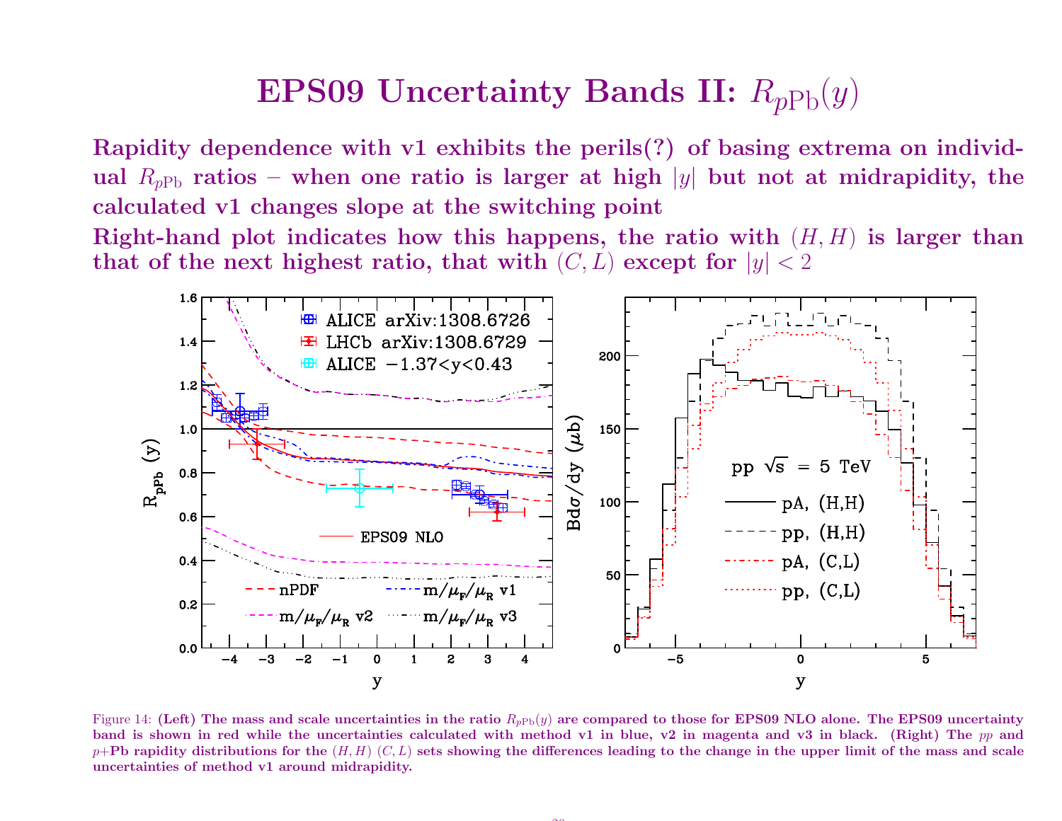# EPS09 Uncertainty Bands II: $R_{p\mathrm{Pb}}(y)$

**Rapidity dependence with v1 exhibits the perils(?) of basing extrema on individual $R_{p\mathrm{Pb}}$ ratios – when one ratio is larger at high $|y|$ but not at midrapidity, the calculated v1 changes slope at the switching point**

**Right-hand plot indicates how this happens, the ratio with $(H, H)$ is larger than that of the next highest ratio, that with $(C, L)$ except for $|y| < 2$**

Figure 14: **(Left) The mass and scale uncertainties in the ratio $R_{p\mathrm{Pb}}(y)$ are compared to those for EPS09 NLO alone. The EPS09 uncertainty band is shown in red while the uncertainties calculated with method v1 in blue, v2 in magenta and v3 in black. (Right) The $pp$ and $p$+Pb rapidity distributions for the $(H, H)$ $(C, L)$ sets showing the differences leading to the change in the upper limit of the mass and scale uncertainties of method v1 around midrapidity.**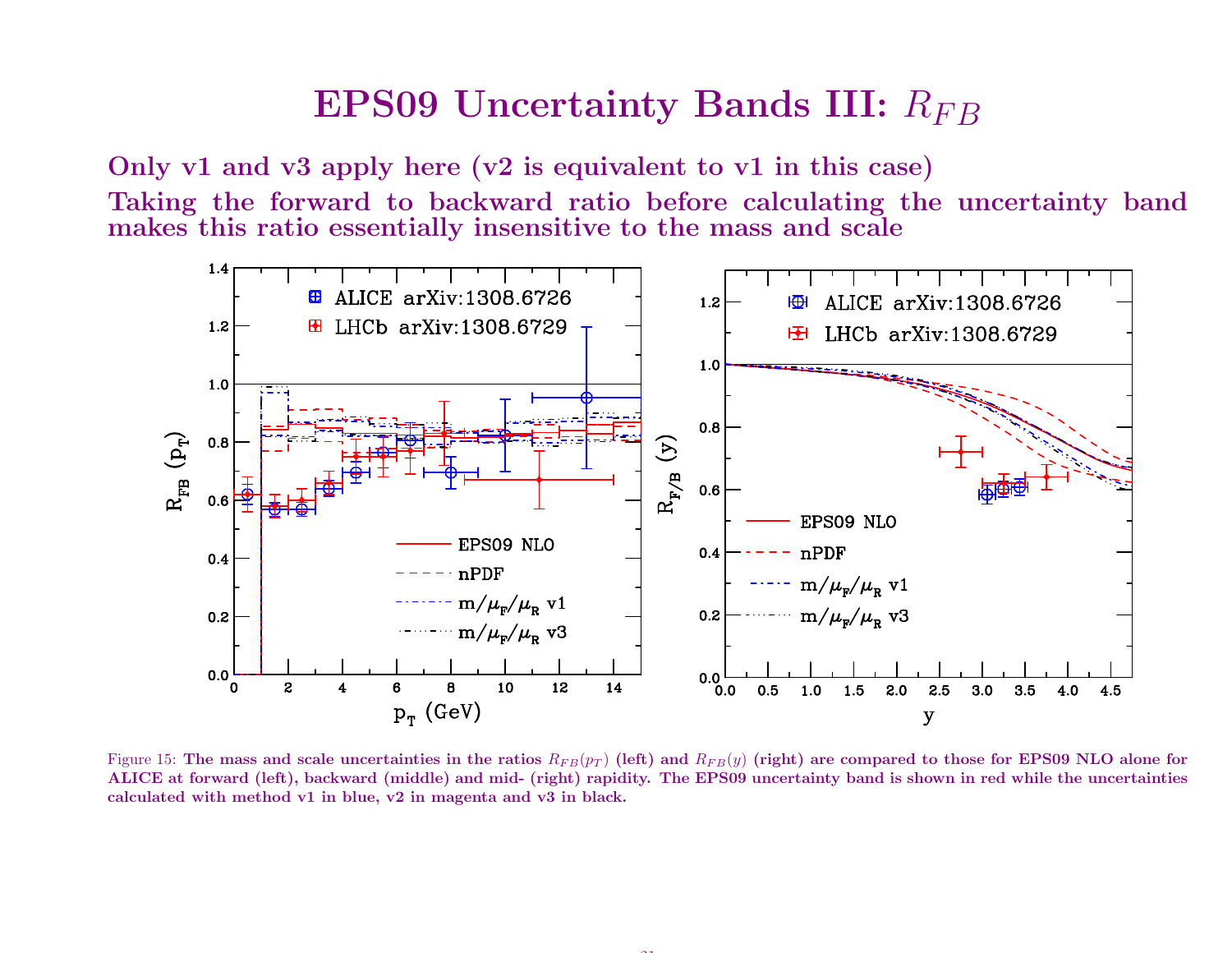# EPS09 Uncertainty Bands III: $R_{FB}$

**Only v1 and v3 apply here (v2 is equivalent to v1 in this case)**

**Taking the forward to backward ratio before calculating the uncertainty band makes this ratio essentially insensitive to the mass and scale**

Figure 15: **The mass and scale uncertainties in the ratios $R_{FB}(p_T)$ (left) and $R_{FB}(y)$ (right) are compared to those for EPS09 NLO alone for ALICE at forward (left), backward (middle) and mid- (right) rapidity. The EPS09 uncertainty band is shown in red while the uncertainties calculated with method v1 in blue, v2 in magenta and v3 in black.**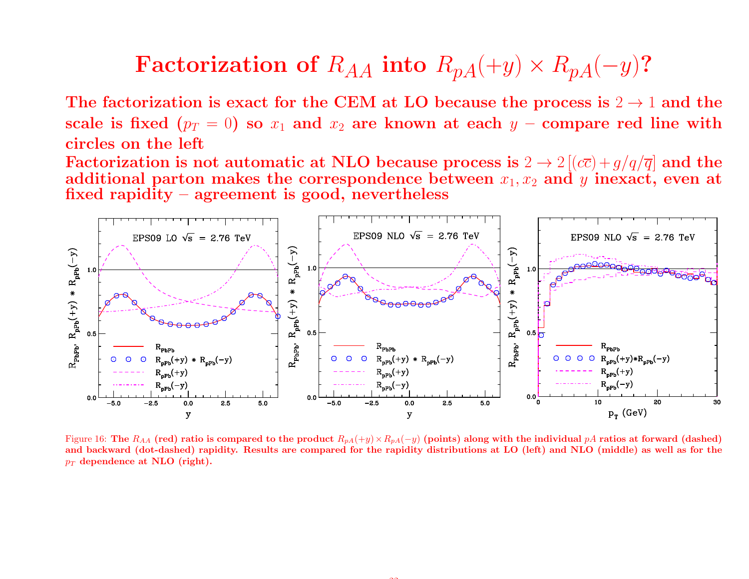# Factorization of $R_{AA}$ into $R_{pA}(+y) \times R_{pA}(-y)$?

**The factorization is exact for the CEM at LO because the process is $2 \to 1$ and the scale is fixed ($p_T = 0$) so $x_1$ and $x_2$ are known at each $y$ – compare red line with circles on the left**

**Factorization is not automatic at NLO because process is $2 \to 2\,[(c\overline{c}) + g/q/\overline{q}]$ and the additional parton makes the correspondence between $x_1, x_2$ and $y$ inexact, even at fixed rapidity – agreement is good, nevertheless**

Figure 16: **The $R_{AA}$ (red) ratio is compared to the product $R_{pA}(+y) \times R_{pA}(-y)$ (points) along with the individual $pA$ ratios at forward (dashed) and backward (dot-dashed) rapidity. Results are compared for the rapidity distributions at LO (left) and NLO (middle) as well as for the $p_T$ dependence at NLO (right).**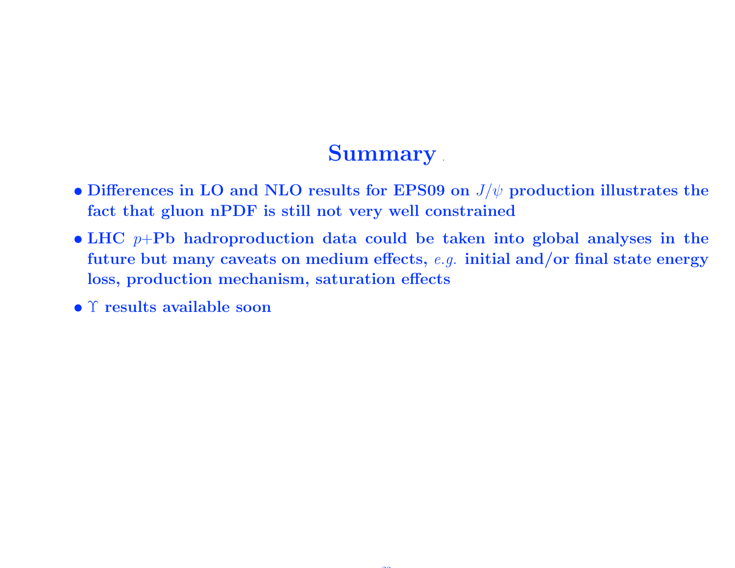# Summary

- **Differences in LO and NLO results for EPS09 on $J/\psi$ production illustrates the fact that gluon nPDF is still not very well constrained**
- **LHC $p$+Pb hadroproduction data could be taken into global analyses in the future but many caveats on medium effects, *e.g.* initial and/or final state energy loss, production mechanism, saturation effects**
- **$\Upsilon$ results available soon**